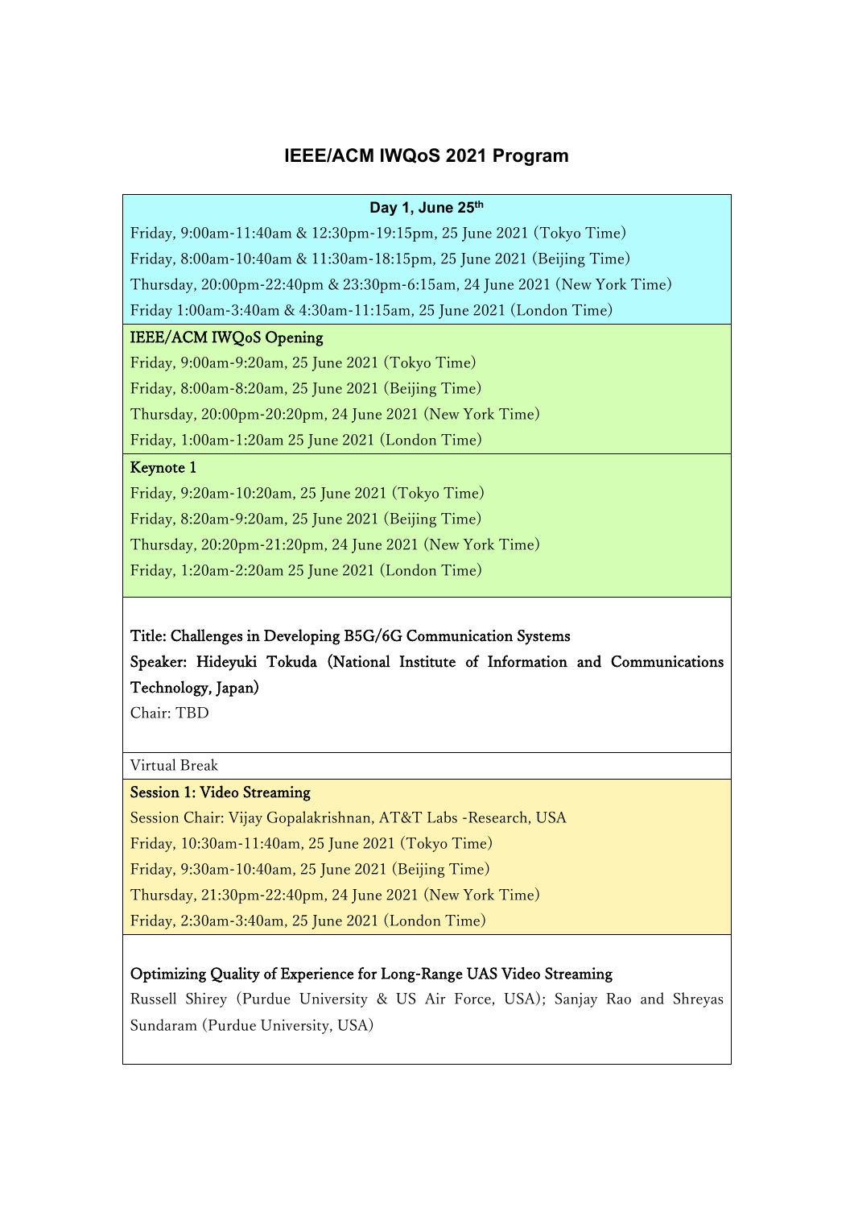# IEEE/ACM IWQoS 2021 Program

## Day 1, June 25th

Friday, 9:00am-11:40am & 12:30pm-19:15pm, 25 June 2021 (Tokyo Time)

Friday, 8:00am-10:40am & 11:30am-18:15pm, 25 June 2021 (Beijing Time)

Thursday, 20:00pm-22:40pm & 23:30pm-6:15am, 24 June 2021 (New York Time)

Friday 1:00am-3:40am & 4:30am-11:15am, 25 June 2021 (London Time)

### IEEE/ACM IWQoS Opening

Friday, 9:00am-9:20am, 25 June 2021 (Tokyo Time)

Friday, 8:00am-8:20am, 25 June 2021 (Beijing Time)

Thursday, 20:00pm-20:20pm, 24 June 2021 (New York Time)

Friday, 1:00am-1:20am 25 June 2021 (London Time)

### Keynote 1

Friday, 9:20am-10:20am, 25 June 2021 (Tokyo Time)

Friday, 8:20am-9:20am, 25 June 2021 (Beijing Time)

Thursday, 20:20pm-21:20pm, 24 June 2021 (New York Time)

Friday, 1:20am-2:20am 25 June 2021 (London Time)

Title: Challenges in Developing B5G/6G Communication Systems

Speaker: Hideyuki Tokuda (National Institute of Information and Communications Technology, Japan)

Chair: TBD

Virtual Break

### Session 1: Video Streaming

Session Chair: Vijay Gopalakrishnan, AT&T Labs -Research, USA

Friday, 10:30am-11:40am, 25 June 2021 (Tokyo Time)

Friday, 9:30am-10:40am, 25 June 2021 (Beijing Time)

Thursday, 21:30pm-22:40pm, 24 June 2021 (New York Time)

Friday, 2:30am-3:40am, 25 June 2021 (London Time)

**Optimizing Quality of Experience for Long-Range UAS Video Streaming**

Russell Shirey (Purdue University & US Air Force, USA); Sanjay Rao and Shreyas Sundaram (Purdue University, USA)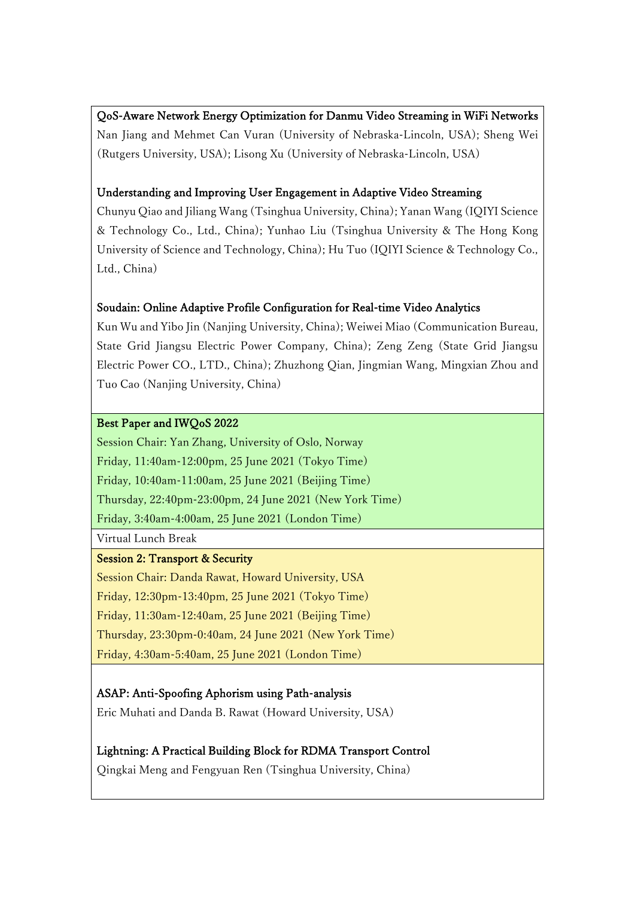**QoS-Aware Network Energy Optimization for Danmu Video Streaming in WiFi Networks**
Nan Jiang and Mehmet Can Vuran (University of Nebraska-Lincoln, USA); Sheng Wei (Rutgers University, USA); Lisong Xu (University of Nebraska-Lincoln, USA)

**Understanding and Improving User Engagement in Adaptive Video Streaming**
Chunyu Qiao and Jiliang Wang (Tsinghua University, China); Yanan Wang (IQIYI Science & Technology Co., Ltd., China); Yunhao Liu (Tsinghua University & The Hong Kong University of Science and Technology, China); Hu Tuo (IQIYI Science & Technology Co., Ltd., China)

**Soudain: Online Adaptive Profile Configuration for Real-time Video Analytics**
Kun Wu and Yibo Jin (Nanjing University, China); Weiwei Miao (Communication Bureau, State Grid Jiangsu Electric Power Company, China); Zeng Zeng (State Grid Jiangsu Electric Power CO., LTD., China); Zhuzhong Qian, Jingmian Wang, Mingxian Zhou and Tuo Cao (Nanjing University, China)

## Best Paper and IWQoS 2022

Session Chair: Yan Zhang, University of Oslo, Norway
Friday, 11:40am-12:00pm, 25 June 2021 (Tokyo Time)
Friday, 10:40am-11:00am, 25 June 2021 (Beijing Time)
Thursday, 22:40pm-23:00pm, 24 June 2021 (New York Time)
Friday, 3:40am-4:00am, 25 June 2021 (London Time)

Virtual Lunch Break

## Session 2: Transport & Security

Session Chair: Danda Rawat, Howard University, USA
Friday, 12:30pm-13:40pm, 25 June 2021 (Tokyo Time)
Friday, 11:30am-12:40am, 25 June 2021 (Beijing Time)
Thursday, 23:30pm-0:40am, 24 June 2021 (New York Time)
Friday, 4:30am-5:40am, 25 June 2021 (London Time)

**ASAP: Anti-Spoofing Aphorism using Path-analysis**
Eric Muhati and Danda B. Rawat (Howard University, USA)

**Lightning: A Practical Building Block for RDMA Transport Control**
Qingkai Meng and Fengyuan Ren (Tsinghua University, China)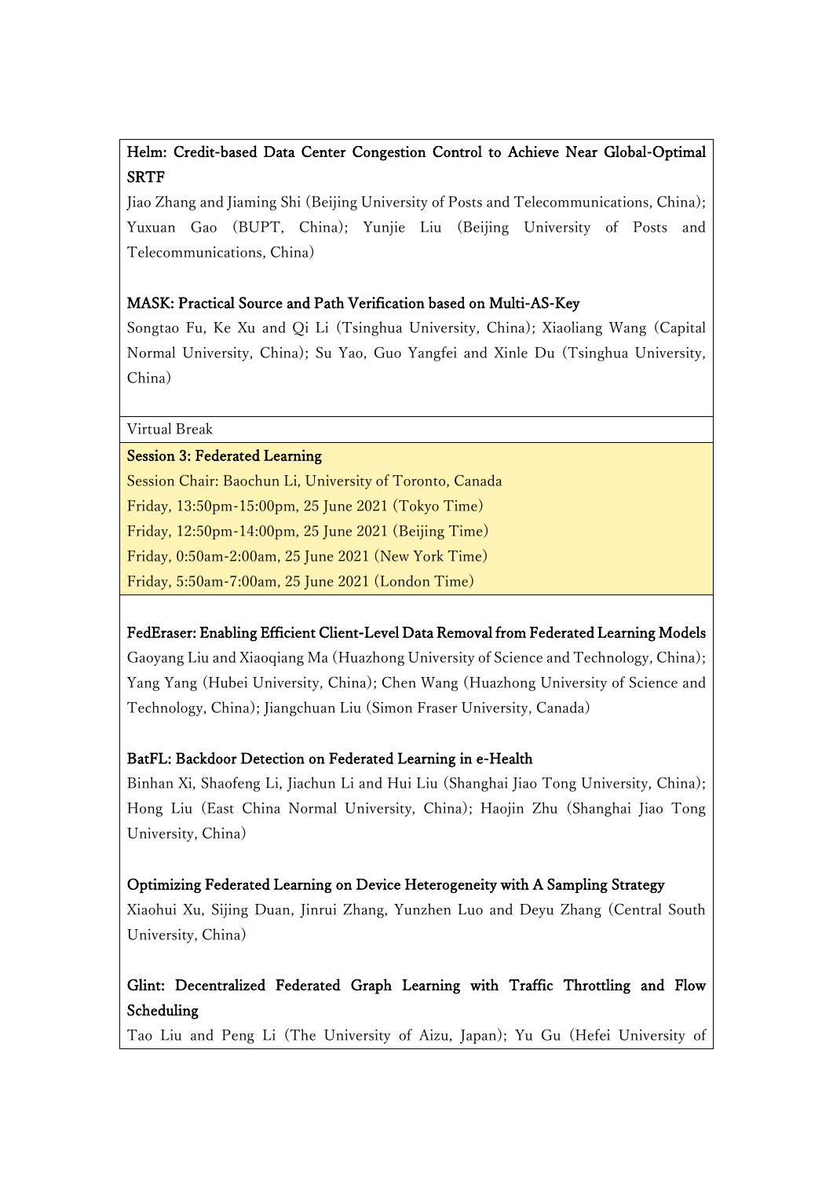**Helm: Credit-based Data Center Congestion Control to Achieve Near Global-Optimal SRTF**

Jiao Zhang and Jiaming Shi (Beijing University of Posts and Telecommunications, China); Yuxuan Gao (BUPT, China); Yunjie Liu (Beijing University of Posts and Telecommunications, China)

**MASK: Practical Source and Path Verification based on Multi-AS-Key**

Songtao Fu, Ke Xu and Qi Li (Tsinghua University, China); Xiaoliang Wang (Capital Normal University, China); Su Yao, Guo Yangfei and Xinle Du (Tsinghua University, China)

Virtual Break

**Session 3: Federated Learning**

Session Chair: Baochun Li, University of Toronto, Canada

Friday, 13:50pm-15:00pm, 25 June 2021 (Tokyo Time)

Friday, 12:50pm-14:00pm, 25 June 2021 (Beijing Time)

Friday, 0:50am-2:00am, 25 June 2021 (New York Time)

Friday, 5:50am-7:00am, 25 June 2021 (London Time)

**FedEraser: Enabling Efficient Client-Level Data Removal from Federated Learning Models**

Gaoyang Liu and Xiaoqiang Ma (Huazhong University of Science and Technology, China); Yang Yang (Hubei University, China); Chen Wang (Huazhong University of Science and Technology, China); Jiangchuan Liu (Simon Fraser University, Canada)

**BatFL: Backdoor Detection on Federated Learning in e-Health**

Binhan Xi, Shaofeng Li, Jiachun Li and Hui Liu (Shanghai Jiao Tong University, China); Hong Liu (East China Normal University, China); Haojin Zhu (Shanghai Jiao Tong University, China)

**Optimizing Federated Learning on Device Heterogeneity with A Sampling Strategy**

Xiaohui Xu, Sijing Duan, Jinrui Zhang, Yunzhen Luo and Deyu Zhang (Central South University, China)

**Glint: Decentralized Federated Graph Learning with Traffic Throttling and Flow Scheduling**

Tao Liu and Peng Li (The University of Aizu, Japan); Yu Gu (Hefei University of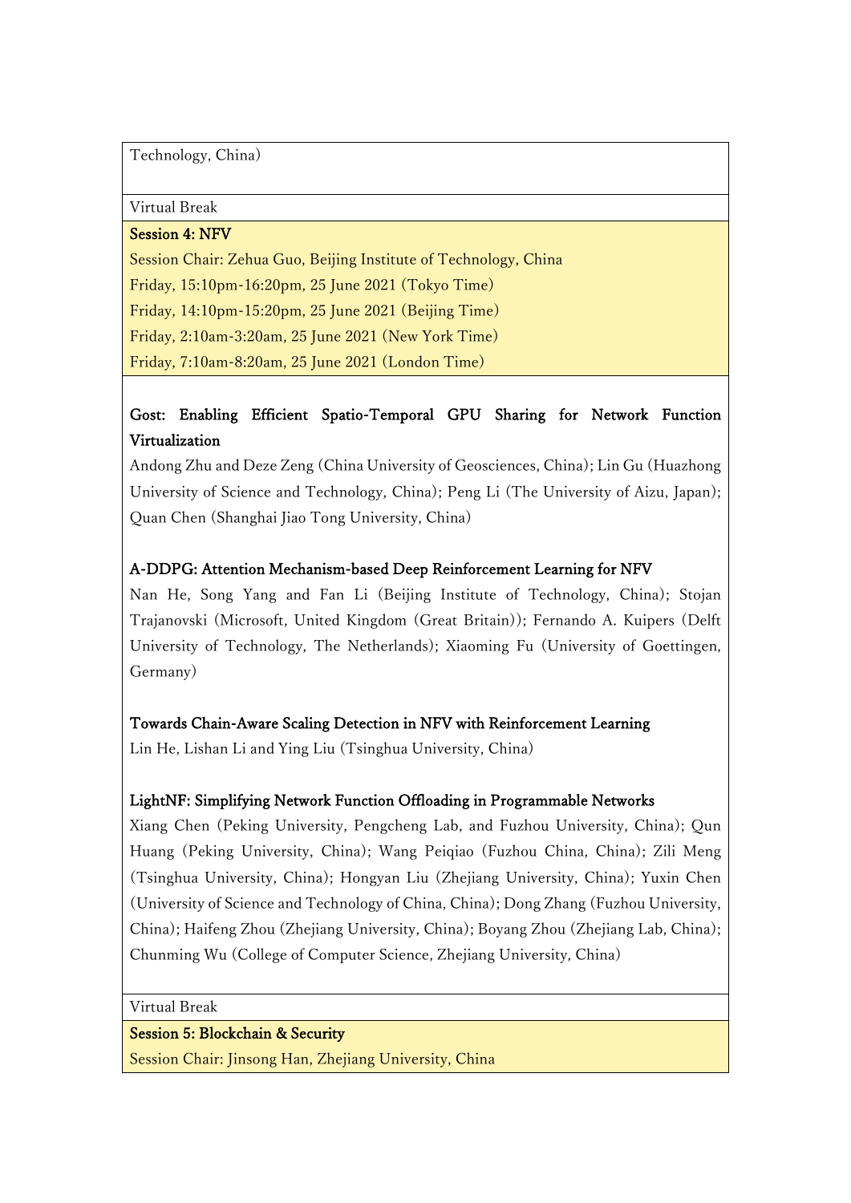Technology, China)

Virtual Break

**Session 4: NFV**

Session Chair: Zehua Guo, Beijing Institute of Technology, China

Friday, 15:10pm-16:20pm, 25 June 2021 (Tokyo Time)

Friday, 14:10pm-15:20pm, 25 June 2021 (Beijing Time)

Friday, 2:10am-3:20am, 25 June 2021 (New York Time)

Friday, 7:10am-8:20am, 25 June 2021 (London Time)

**Gost: Enabling Efficient Spatio-Temporal GPU Sharing for Network Function Virtualization**

Andong Zhu and Deze Zeng (China University of Geosciences, China); Lin Gu (Huazhong University of Science and Technology, China); Peng Li (The University of Aizu, Japan); Quan Chen (Shanghai Jiao Tong University, China)

**A-DDPG: Attention Mechanism-based Deep Reinforcement Learning for NFV**

Nan He, Song Yang and Fan Li (Beijing Institute of Technology, China); Stojan Trajanovski (Microsoft, United Kingdom (Great Britain)); Fernando A. Kuipers (Delft University of Technology, The Netherlands); Xiaoming Fu (University of Goettingen, Germany)

**Towards Chain-Aware Scaling Detection in NFV with Reinforcement Learning**

Lin He, Lishan Li and Ying Liu (Tsinghua University, China)

**LightNF: Simplifying Network Function Offloading in Programmable Networks**

Xiang Chen (Peking University, Pengcheng Lab, and Fuzhou University, China); Qun Huang (Peking University, China); Wang Peiqiao (Fuzhou China, China); Zili Meng (Tsinghua University, China); Hongyan Liu (Zhejiang University, China); Yuxin Chen (University of Science and Technology of China, China); Dong Zhang (Fuzhou University, China); Haifeng Zhou (Zhejiang University, China); Boyang Zhou (Zhejiang Lab, China); Chunming Wu (College of Computer Science, Zhejiang University, China)

Virtual Break

**Session 5: Blockchain & Security**

Session Chair: Jinsong Han, Zhejiang University, China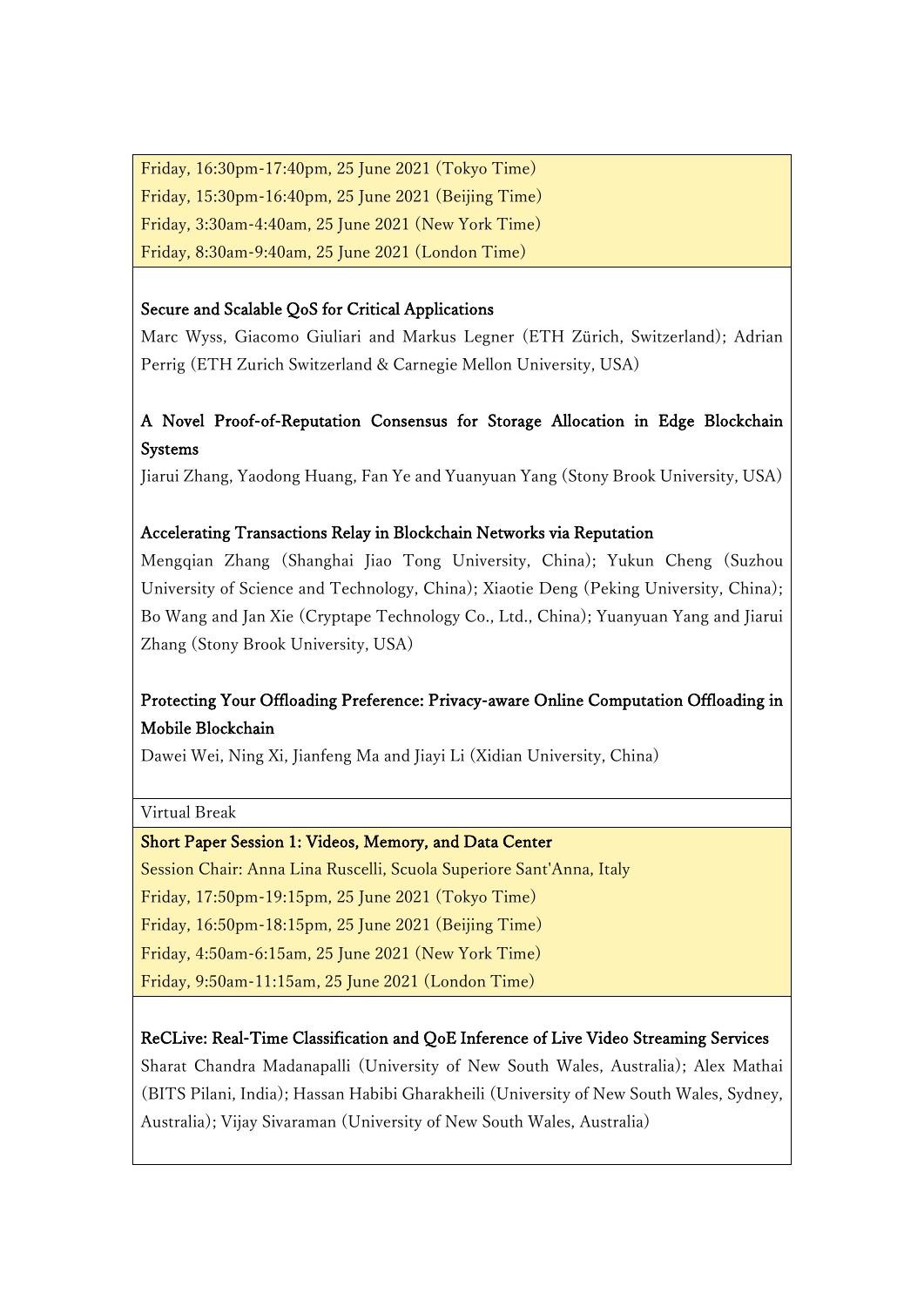Friday, 16:30pm-17:40pm, 25 June 2021 (Tokyo Time)

Friday, 15:30pm-16:40pm, 25 June 2021 (Beijing Time)

Friday, 3:30am-4:40am, 25 June 2021 (New York Time)

Friday, 8:30am-9:40am, 25 June 2021 (London Time)

**Secure and Scalable QoS for Critical Applications**

Marc Wyss, Giacomo Giuliari and Markus Legner (ETH Zürich, Switzerland); Adrian Perrig (ETH Zurich Switzerland & Carnegie Mellon University, USA)

**A Novel Proof-of-Reputation Consensus for Storage Allocation in Edge Blockchain Systems**

Jiarui Zhang, Yaodong Huang, Fan Ye and Yuanyuan Yang (Stony Brook University, USA)

**Accelerating Transactions Relay in Blockchain Networks via Reputation**

Mengqian Zhang (Shanghai Jiao Tong University, China); Yukun Cheng (Suzhou University of Science and Technology, China); Xiaotie Deng (Peking University, China); Bo Wang and Jan Xie (Cryptape Technology Co., Ltd., China); Yuanyuan Yang and Jiarui Zhang (Stony Brook University, USA)

**Protecting Your Offloading Preference: Privacy-aware Online Computation Offloading in Mobile Blockchain**

Dawei Wei, Ning Xi, Jianfeng Ma and Jiayi Li (Xidian University, China)

Virtual Break

**Short Paper Session 1: Videos, Memory, and Data Center**

Session Chair: Anna Lina Ruscelli, Scuola Superiore Sant'Anna, Italy

Friday, 17:50pm-19:15pm, 25 June 2021 (Tokyo Time)

Friday, 16:50pm-18:15pm, 25 June 2021 (Beijing Time)

Friday, 4:50am-6:15am, 25 June 2021 (New York Time)

Friday, 9:50am-11:15am, 25 June 2021 (London Time)

**ReCLive: Real-Time Classification and QoE Inference of Live Video Streaming Services**

Sharat Chandra Madanapalli (University of New South Wales, Australia); Alex Mathai (BITS Pilani, India); Hassan Habibi Gharakheili (University of New South Wales, Sydney, Australia); Vijay Sivaraman (University of New South Wales, Australia)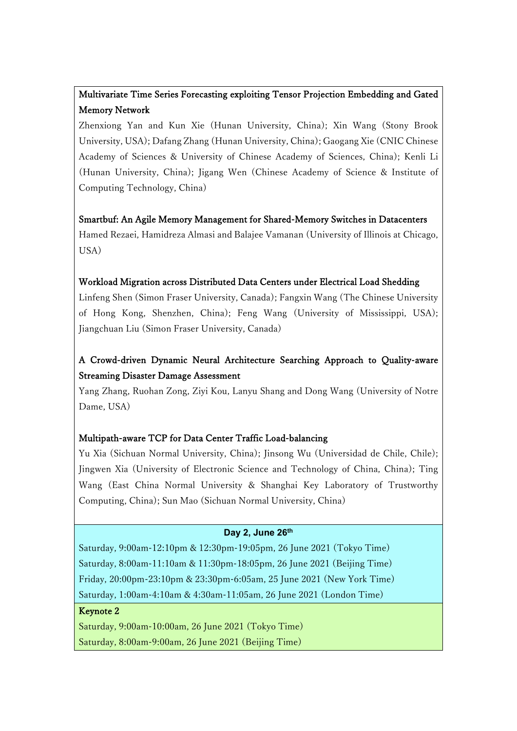**Multivariate Time Series Forecasting exploiting Tensor Projection Embedding and Gated Memory Network**
Zhenxiong Yan and Kun Xie (Hunan University, China); Xin Wang (Stony Brook University, USA); Dafang Zhang (Hunan University, China); Gaogang Xie (CNIC Chinese Academy of Sciences & University of Chinese Academy of Sciences, China); Kenli Li (Hunan University, China); Jigang Wen (Chinese Academy of Science & Institute of Computing Technology, China)

**Smartbuf: An Agile Memory Management for Shared-Memory Switches in Datacenters**
Hamed Rezaei, Hamidreza Almasi and Balajee Vamanan (University of Illinois at Chicago, USA)

**Workload Migration across Distributed Data Centers under Electrical Load Shedding**
Linfeng Shen (Simon Fraser University, Canada); Fangxin Wang (The Chinese University of Hong Kong, Shenzhen, China); Feng Wang (University of Mississippi, USA); Jiangchuan Liu (Simon Fraser University, Canada)

**A Crowd-driven Dynamic Neural Architecture Searching Approach to Quality-aware Streaming Disaster Damage Assessment**
Yang Zhang, Ruohan Zong, Ziyi Kou, Lanyu Shang and Dong Wang (University of Notre Dame, USA)

**Multipath-aware TCP for Data Center Traffic Load-balancing**
Yu Xia (Sichuan Normal University, China); Jinsong Wu (Universidad de Chile, Chile); Jingwen Xia (University of Electronic Science and Technology of China, China); Ting Wang (East China Normal University & Shanghai Key Laboratory of Trustworthy Computing, China); Sun Mao (Sichuan Normal University, China)

## Day 2, June 26th

Saturday, 9:00am-12:10pm & 12:30pm-19:05pm, 26 June 2021 (Tokyo Time)
Saturday, 8:00am-11:10am & 11:30pm-18:05pm, 26 June 2021 (Beijing Time)
Friday, 20:00pm-23:10pm & 23:30pm-6:05am, 25 June 2021 (New York Time)
Saturday, 1:00am-4:10am & 4:30am-11:05am, 26 June 2021 (London Time)

### Keynote 2

Saturday, 9:00am-10:00am, 26 June 2021 (Tokyo Time)
Saturday, 8:00am-9:00am, 26 June 2021 (Beijing Time)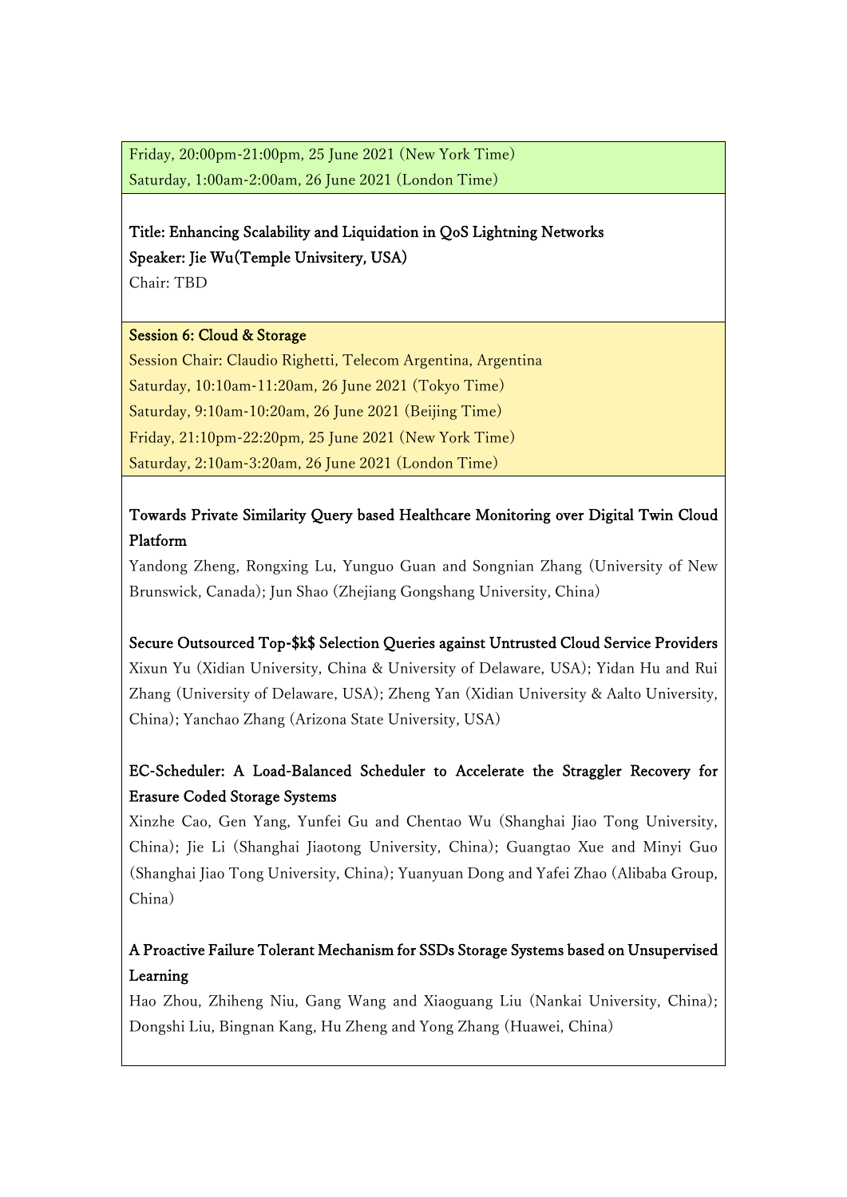Friday, 20:00pm-21:00pm, 25 June 2021 (New York Time)
Saturday, 1:00am-2:00am, 26 June 2021 (London Time)

**Title: Enhancing Scalability and Liquidation in QoS Lightning Networks**
**Speaker: Jie Wu(Temple Univsitery, USA)**
Chair: TBD

**Session 6: Cloud & Storage**
Session Chair: Claudio Righetti, Telecom Argentina, Argentina
Saturday, 10:10am-11:20am, 26 June 2021 (Tokyo Time)
Saturday, 9:10am-10:20am, 26 June 2021 (Beijing Time)
Friday, 21:10pm-22:20pm, 25 June 2021 (New York Time)
Saturday, 2:10am-3:20am, 26 June 2021 (London Time)

**Towards Private Similarity Query based Healthcare Monitoring over Digital Twin Cloud Platform**
Yandong Zheng, Rongxing Lu, Yunguo Guan and Songnian Zhang (University of New Brunswick, Canada); Jun Shao (Zhejiang Gongshang University, China)

**Secure Outsourced Top-$k$ Selection Queries against Untrusted Cloud Service Providers**
Xixun Yu (Xidian University, China & University of Delaware, USA); Yidan Hu and Rui Zhang (University of Delaware, USA); Zheng Yan (Xidian University & Aalto University, China); Yanchao Zhang (Arizona State University, USA)

**EC-Scheduler: A Load-Balanced Scheduler to Accelerate the Straggler Recovery for Erasure Coded Storage Systems**
Xinzhe Cao, Gen Yang, Yunfei Gu and Chentao Wu (Shanghai Jiao Tong University, China); Jie Li (Shanghai Jiaotong University, China); Guangtao Xue and Minyi Guo (Shanghai Jiao Tong University, China); Yuanyuan Dong and Yafei Zhao (Alibaba Group, China)

**A Proactive Failure Tolerant Mechanism for SSDs Storage Systems based on Unsupervised Learning**
Hao Zhou, Zhiheng Niu, Gang Wang and Xiaoguang Liu (Nankai University, China); Dongshi Liu, Bingnan Kang, Hu Zheng and Yong Zhang (Huawei, China)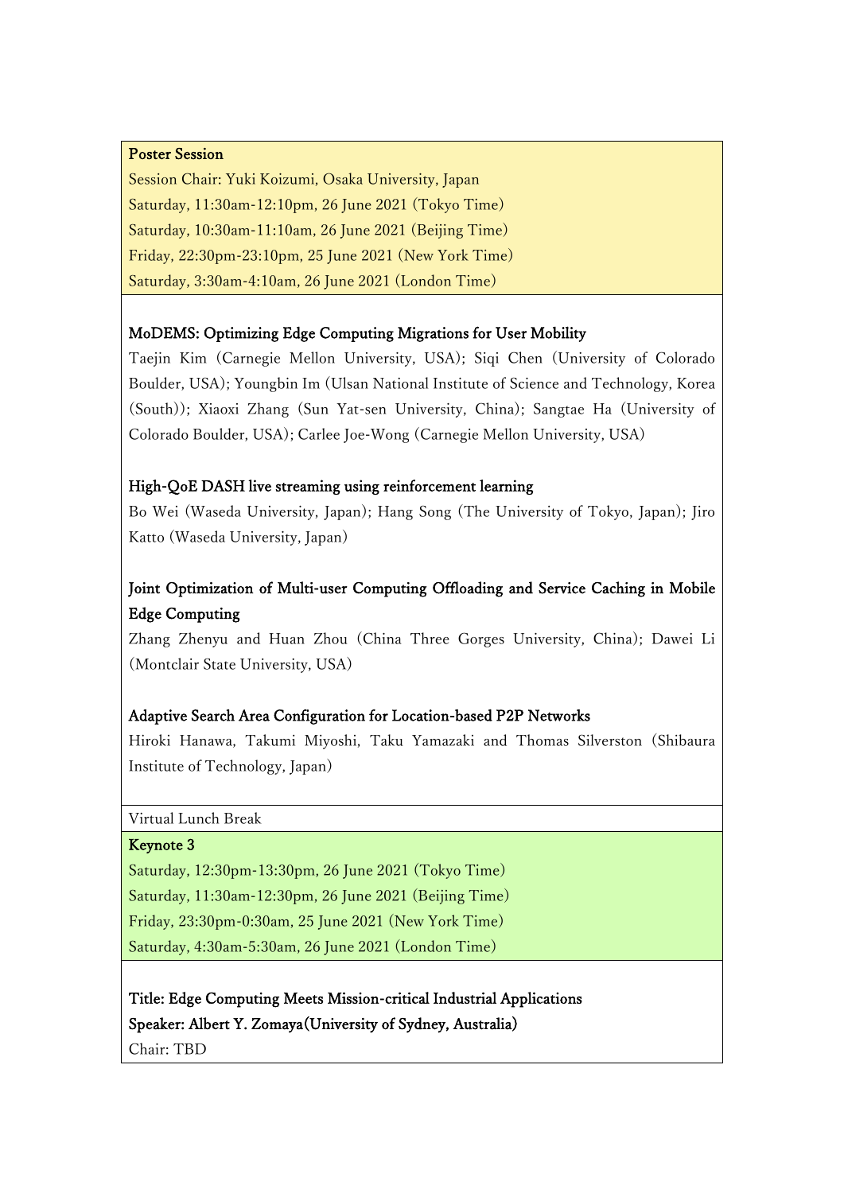**Poster Session**

Session Chair: Yuki Koizumi, Osaka University, Japan

Saturday, 11:30am-12:10pm, 26 June 2021 (Tokyo Time)

Saturday, 10:30am-11:10am, 26 June 2021 (Beijing Time)

Friday, 22:30pm-23:10pm, 25 June 2021 (New York Time)

Saturday, 3:30am-4:10am, 26 June 2021 (London Time)

**MoDEMS: Optimizing Edge Computing Migrations for User Mobility**

Taejin Kim (Carnegie Mellon University, USA); Siqi Chen (University of Colorado Boulder, USA); Youngbin Im (Ulsan National Institute of Science and Technology, Korea (South)); Xiaoxi Zhang (Sun Yat-sen University, China); Sangtae Ha (University of Colorado Boulder, USA); Carlee Joe-Wong (Carnegie Mellon University, USA)

**High-QoE DASH live streaming using reinforcement learning**

Bo Wei (Waseda University, Japan); Hang Song (The University of Tokyo, Japan); Jiro Katto (Waseda University, Japan)

**Joint Optimization of Multi-user Computing Offloading and Service Caching in Mobile Edge Computing**

Zhang Zhenyu and Huan Zhou (China Three Gorges University, China); Dawei Li (Montclair State University, USA)

**Adaptive Search Area Configuration for Location-based P2P Networks**

Hiroki Hanawa, Takumi Miyoshi, Taku Yamazaki and Thomas Silverston (Shibaura Institute of Technology, Japan)

Virtual Lunch Break

**Keynote 3**

Saturday, 12:30pm-13:30pm, 26 June 2021 (Tokyo Time)

Saturday, 11:30am-12:30pm, 26 June 2021 (Beijing Time)

Friday, 23:30pm-0:30am, 25 June 2021 (New York Time)

Saturday, 4:30am-5:30am, 26 June 2021 (London Time)

**Title: Edge Computing Meets Mission-critical Industrial Applications**

**Speaker: Albert Y. Zomaya(University of Sydney, Australia)**

Chair: TBD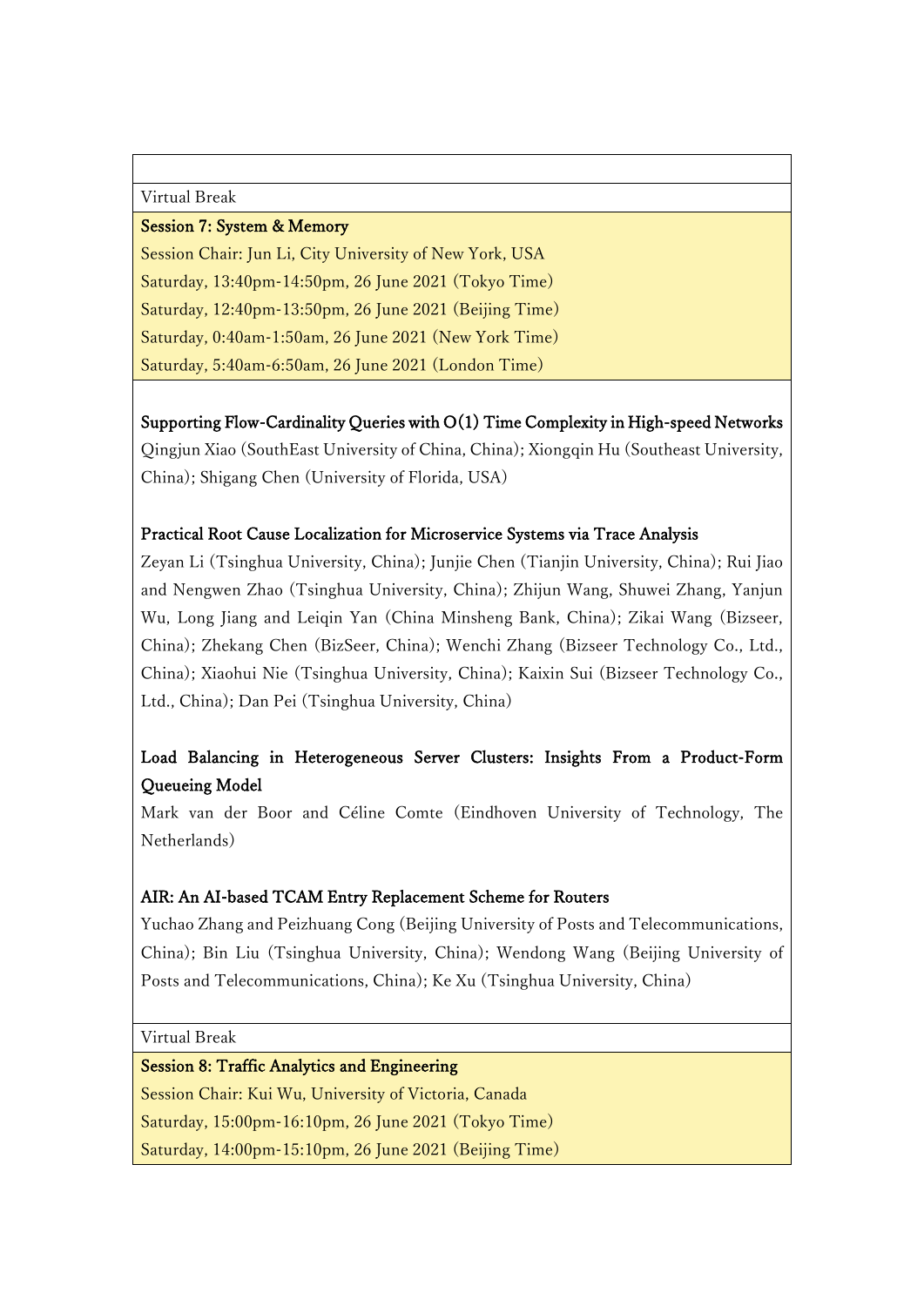Virtual Break

**Session 7: System & Memory**

Session Chair: Jun Li, City University of New York, USA

Saturday, 13:40pm-14:50pm, 26 June 2021 (Tokyo Time)

Saturday, 12:40pm-13:50pm, 26 June 2021 (Beijing Time)

Saturday, 0:40am-1:50am, 26 June 2021 (New York Time)

Saturday, 5:40am-6:50am, 26 June 2021 (London Time)

**Supporting Flow-Cardinality Queries with O(1) Time Complexity in High-speed Networks**
Qingjun Xiao (SouthEast University of China, China); Xiongqin Hu (Southeast University, China); Shigang Chen (University of Florida, USA)

**Practical Root Cause Localization for Microservice Systems via Trace Analysis**
Zeyan Li (Tsinghua University, China); Junjie Chen (Tianjin University, China); Rui Jiao and Nengwen Zhao (Tsinghua University, China); Zhijun Wang, Shuwei Zhang, Yanjun Wu, Long Jiang and Leiqin Yan (China Minsheng Bank, China); Zikai Wang (Bizseer, China); Zhekang Chen (BizSeer, China); Wenchi Zhang (Bizseer Technology Co., Ltd., China); Xiaohui Nie (Tsinghua University, China); Kaixin Sui (Bizseer Technology Co., Ltd., China); Dan Pei (Tsinghua University, China)

**Load Balancing in Heterogeneous Server Clusters: Insights From a Product-Form Queueing Model**
Mark van der Boor and Céline Comte (Eindhoven University of Technology, The Netherlands)

**AIR: An AI-based TCAM Entry Replacement Scheme for Routers**
Yuchao Zhang and Peizhuang Cong (Beijing University of Posts and Telecommunications, China); Bin Liu (Tsinghua University, China); Wendong Wang (Beijing University of Posts and Telecommunications, China); Ke Xu (Tsinghua University, China)

Virtual Break

**Session 8: Traffic Analytics and Engineering**

Session Chair: Kui Wu, University of Victoria, Canada

Saturday, 15:00pm-16:10pm, 26 June 2021 (Tokyo Time)

Saturday, 14:00pm-15:10pm, 26 June 2021 (Beijing Time)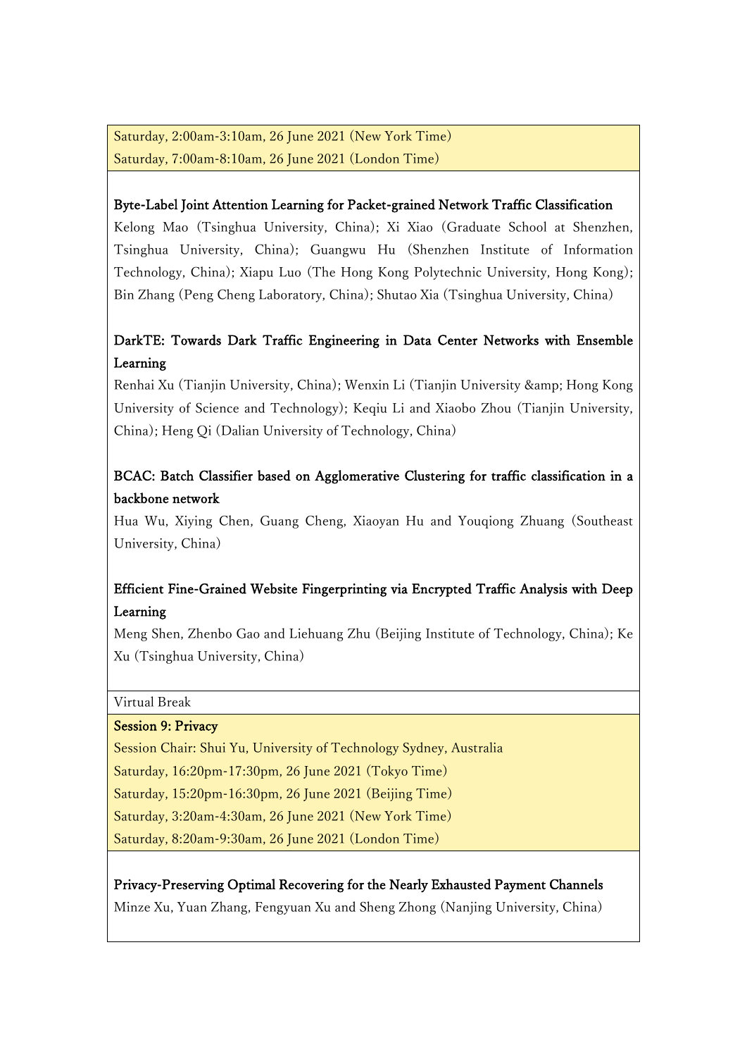Saturday, 2:00am-3:10am, 26 June 2021 (New York Time)
Saturday, 7:00am-8:10am, 26 June 2021 (London Time)

**Byte-Label Joint Attention Learning for Packet-grained Network Traffic Classification**
Kelong Mao (Tsinghua University, China); Xi Xiao (Graduate School at Shenzhen, Tsinghua University, China); Guangwu Hu (Shenzhen Institute of Information Technology, China); Xiapu Luo (The Hong Kong Polytechnic University, Hong Kong); Bin Zhang (Peng Cheng Laboratory, China); Shutao Xia (Tsinghua University, China)

**DarkTE: Towards Dark Traffic Engineering in Data Center Networks with Ensemble Learning**
Renhai Xu (Tianjin University, China); Wenxin Li (Tianjin University &amp; Hong Kong University of Science and Technology); Keqiu Li and Xiaobo Zhou (Tianjin University, China); Heng Qi (Dalian University of Technology, China)

**BCAC: Batch Classifier based on Agglomerative Clustering for traffic classification in a backbone network**
Hua Wu, Xiying Chen, Guang Cheng, Xiaoyan Hu and Youqiong Zhuang (Southeast University, China)

**Efficient Fine-Grained Website Fingerprinting via Encrypted Traffic Analysis with Deep Learning**
Meng Shen, Zhenbo Gao and Liehuang Zhu (Beijing Institute of Technology, China); Ke Xu (Tsinghua University, China)

Virtual Break

**Session 9: Privacy**
Session Chair: Shui Yu, University of Technology Sydney, Australia
Saturday, 16:20pm-17:30pm, 26 June 2021 (Tokyo Time)
Saturday, 15:20pm-16:30pm, 26 June 2021 (Beijing Time)
Saturday, 3:20am-4:30am, 26 June 2021 (New York Time)
Saturday, 8:20am-9:30am, 26 June 2021 (London Time)

**Privacy-Preserving Optimal Recovering for the Nearly Exhausted Payment Channels**
Minze Xu, Yuan Zhang, Fengyuan Xu and Sheng Zhong (Nanjing University, China)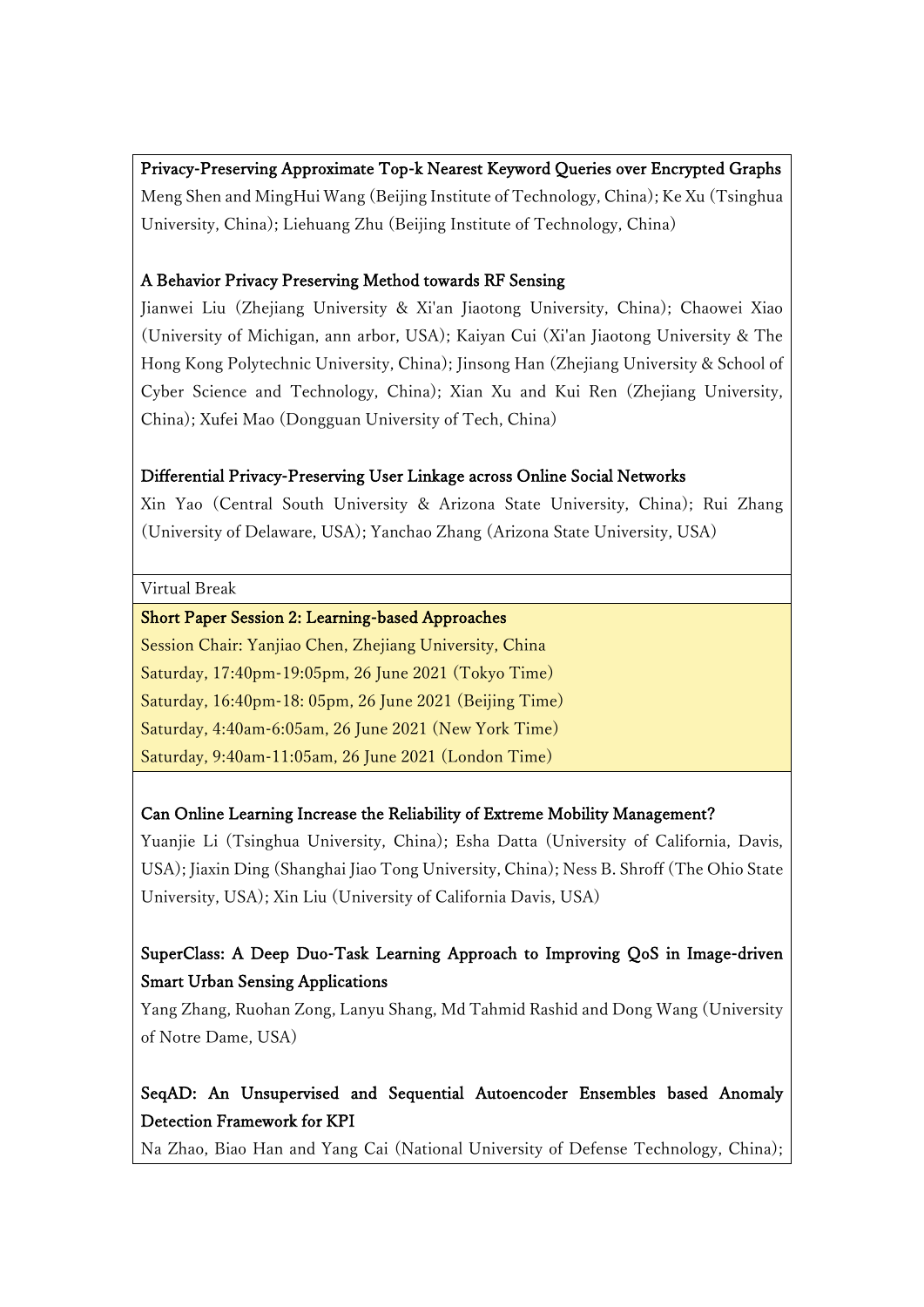**Privacy-Preserving Approximate Top-k Nearest Keyword Queries over Encrypted Graphs**
Meng Shen and MingHui Wang (Beijing Institute of Technology, China); Ke Xu (Tsinghua University, China); Liehuang Zhu (Beijing Institute of Technology, China)

**A Behavior Privacy Preserving Method towards RF Sensing**
Jianwei Liu (Zhejiang University & Xi'an Jiaotong University, China); Chaowei Xiao (University of Michigan, ann arbor, USA); Kaiyan Cui (Xi'an Jiaotong University & The Hong Kong Polytechnic University, China); Jinsong Han (Zhejiang University & School of Cyber Science and Technology, China); Xian Xu and Kui Ren (Zhejiang University, China); Xufei Mao (Dongguan University of Tech, China)

**Differential Privacy-Preserving User Linkage across Online Social Networks**
Xin Yao (Central South University & Arizona State University, China); Rui Zhang (University of Delaware, USA); Yanchao Zhang (Arizona State University, USA)

Virtual Break

## Short Paper Session 2: Learning-based Approaches

Session Chair: Yanjiao Chen, Zhejiang University, China
Saturday, 17:40pm-19:05pm, 26 June 2021 (Tokyo Time)
Saturday, 16:40pm-18: 05pm, 26 June 2021 (Beijing Time)
Saturday, 4:40am-6:05am, 26 June 2021 (New York Time)
Saturday, 9:40am-11:05am, 26 June 2021 (London Time)

**Can Online Learning Increase the Reliability of Extreme Mobility Management?**
Yuanjie Li (Tsinghua University, China); Esha Datta (University of California, Davis, USA); Jiaxin Ding (Shanghai Jiao Tong University, China); Ness B. Shroff (The Ohio State University, USA); Xin Liu (University of California Davis, USA)

**SuperClass: A Deep Duo-Task Learning Approach to Improving QoS in Image-driven Smart Urban Sensing Applications**
Yang Zhang, Ruohan Zong, Lanyu Shang, Md Tahmid Rashid and Dong Wang (University of Notre Dame, USA)

**SeqAD: An Unsupervised and Sequential Autoencoder Ensembles based Anomaly Detection Framework for KPI**
Na Zhao, Biao Han and Yang Cai (National University of Defense Technology, China);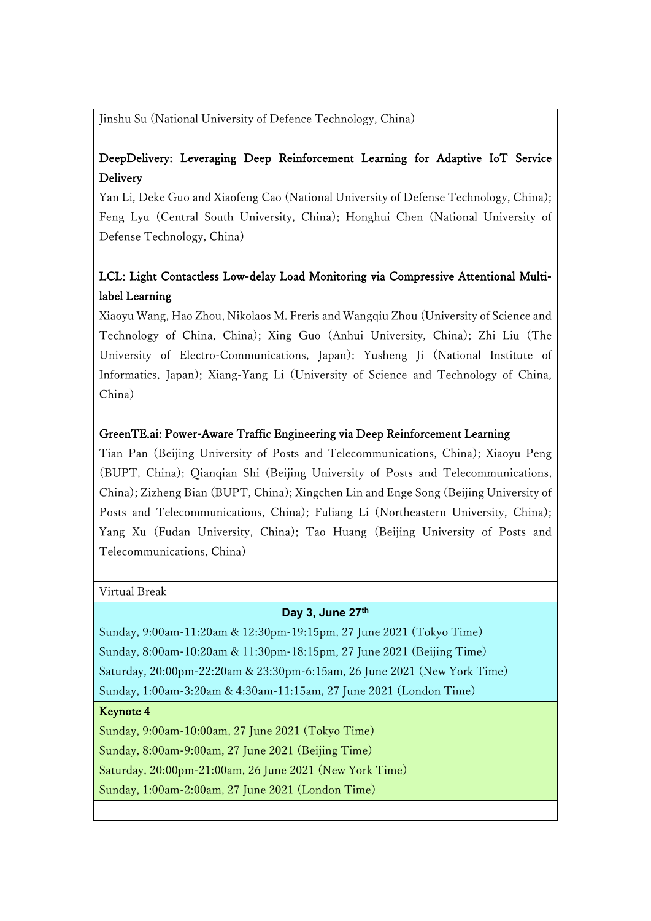Jinshu Su (National University of Defence Technology, China)

**DeepDelivery: Leveraging Deep Reinforcement Learning for Adaptive IoT Service Delivery**

Yan Li, Deke Guo and Xiaofeng Cao (National University of Defense Technology, China); Feng Lyu (Central South University, China); Honghui Chen (National University of Defense Technology, China)

**LCL: Light Contactless Low-delay Load Monitoring via Compressive Attentional Multi-label Learning**

Xiaoyu Wang, Hao Zhou, Nikolaos M. Freris and Wangqiu Zhou (University of Science and Technology of China, China); Xing Guo (Anhui University, China); Zhi Liu (The University of Electro-Communications, Japan); Yusheng Ji (National Institute of Informatics, Japan); Xiang-Yang Li (University of Science and Technology of China, China)

**GreenTE.ai: Power-Aware Traffic Engineering via Deep Reinforcement Learning**

Tian Pan (Beijing University of Posts and Telecommunications, China); Xiaoyu Peng (BUPT, China); Qianqian Shi (Beijing University of Posts and Telecommunications, China); Zizheng Bian (BUPT, China); Xingchen Lin and Enge Song (Beijing University of Posts and Telecommunications, China); Fuliang Li (Northeastern University, China); Yang Xu (Fudan University, China); Tao Huang (Beijing University of Posts and Telecommunications, China)

Virtual Break

## Day 3, June 27th

Sunday, 9:00am-11:20am & 12:30pm-19:15pm, 27 June 2021 (Tokyo Time)

Sunday, 8:00am-10:20am & 11:30pm-18:15pm, 27 June 2021 (Beijing Time)

Saturday, 20:00pm-22:20am & 23:30pm-6:15am, 26 June 2021 (New York Time)

Sunday, 1:00am-3:20am & 4:30am-11:15am, 27 June 2021 (London Time)

**Keynote 4**

Sunday, 9:00am-10:00am, 27 June 2021 (Tokyo Time)

Sunday, 8:00am-9:00am, 27 June 2021 (Beijing Time)

Saturday, 20:00pm-21:00am, 26 June 2021 (New York Time)

Sunday, 1:00am-2:00am, 27 June 2021 (London Time)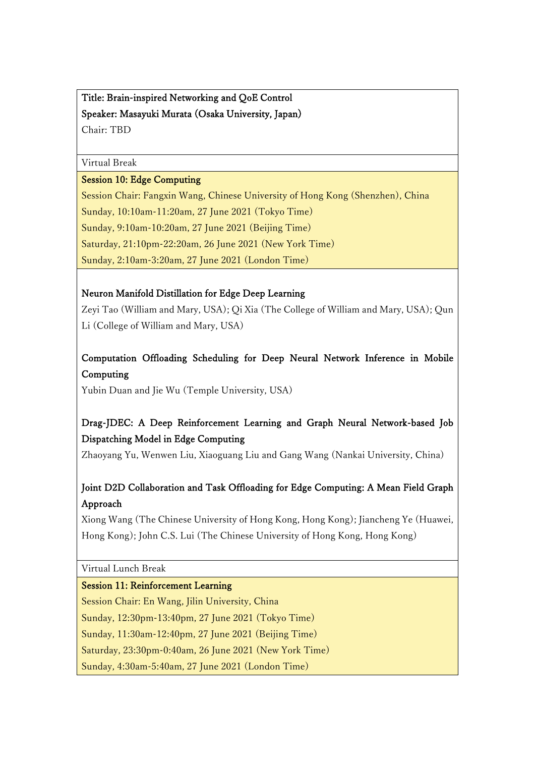**Title: Brain-inspired Networking and QoE Control**

**Speaker: Masayuki Murata (Osaka University, Japan)**

Chair: TBD

Virtual Break

**Session 10: Edge Computing**

Session Chair: Fangxin Wang, Chinese University of Hong Kong (Shenzhen), China

Sunday, 10:10am-11:20am, 27 June 2021 (Tokyo Time)

Sunday, 9:10am-10:20am, 27 June 2021 (Beijing Time)

Saturday, 21:10pm-22:20am, 26 June 2021 (New York Time)

Sunday, 2:10am-3:20am, 27 June 2021 (London Time)

**Neuron Manifold Distillation for Edge Deep Learning**

Zeyi Tao (William and Mary, USA); Qi Xia (The College of William and Mary, USA); Qun Li (College of William and Mary, USA)

**Computation Offloading Scheduling for Deep Neural Network Inference in Mobile Computing**

Yubin Duan and Jie Wu (Temple University, USA)

**Drag-JDEC: A Deep Reinforcement Learning and Graph Neural Network-based Job Dispatching Model in Edge Computing**

Zhaoyang Yu, Wenwen Liu, Xiaoguang Liu and Gang Wang (Nankai University, China)

**Joint D2D Collaboration and Task Offloading for Edge Computing: A Mean Field Graph Approach**

Xiong Wang (The Chinese University of Hong Kong, Hong Kong); Jiancheng Ye (Huawei, Hong Kong); John C.S. Lui (The Chinese University of Hong Kong, Hong Kong)

Virtual Lunch Break

**Session 11: Reinforcement Learning**

Session Chair: En Wang, Jilin University, China

Sunday, 12:30pm-13:40pm, 27 June 2021 (Tokyo Time)

Sunday, 11:30am-12:40pm, 27 June 2021 (Beijing Time)

Saturday, 23:30pm-0:40am, 26 June 2021 (New York Time)

Sunday, 4:30am-5:40am, 27 June 2021 (London Time)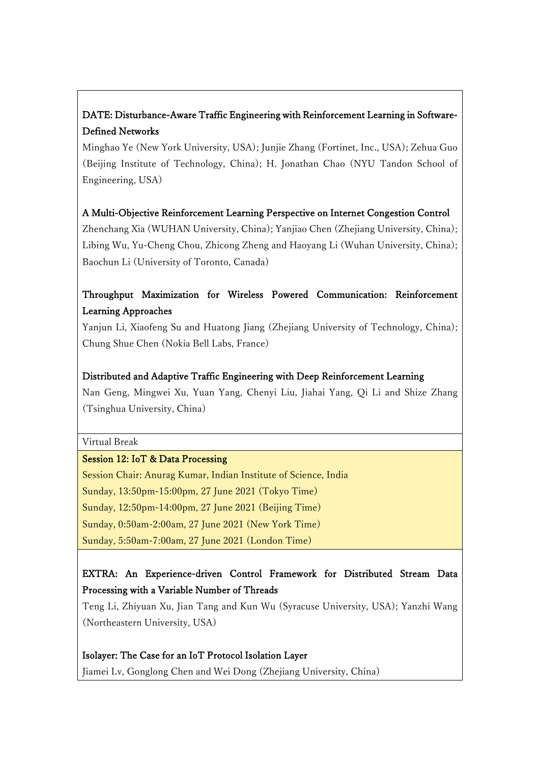**DATE: Disturbance-Aware Traffic Engineering with Reinforcement Learning in Software-Defined Networks**
Minghao Ye (New York University, USA); Junjie Zhang (Fortinet, Inc., USA); Zehua Guo (Beijing Institute of Technology, China); H. Jonathan Chao (NYU Tandon School of Engineering, USA)

**A Multi-Objective Reinforcement Learning Perspective on Internet Congestion Control**
Zhenchang Xia (WUHAN University, China); Yanjiao Chen (Zhejiang University, China); Libing Wu, Yu-Cheng Chou, Zhicong Zheng and Haoyang Li (Wuhan University, China); Baochun Li (University of Toronto, Canada)

**Throughput Maximization for Wireless Powered Communication: Reinforcement Learning Approaches**
Yanjun Li, Xiaofeng Su and Huatong Jiang (Zhejiang University of Technology, China); Chung Shue Chen (Nokia Bell Labs, France)

**Distributed and Adaptive Traffic Engineering with Deep Reinforcement Learning**
Nan Geng, Mingwei Xu, Yuan Yang, Chenyi Liu, Jiahai Yang, Qi Li and Shize Zhang (Tsinghua University, China)

Virtual Break

## Session 12: IoT & Data Processing

Session Chair: Anurag Kumar, Indian Institute of Science, India
Sunday, 13:50pm-15:00pm, 27 June 2021 (Tokyo Time)
Sunday, 12:50pm-14:00pm, 27 June 2021 (Beijing Time)
Sunday, 0:50am-2:00am, 27 June 2021 (New York Time)
Sunday, 5:50am-7:00am, 27 June 2021 (London Time)

**EXTRA: An Experience-driven Control Framework for Distributed Stream Data Processing with a Variable Number of Threads**
Teng Li, Zhiyuan Xu, Jian Tang and Kun Wu (Syracuse University, USA); Yanzhi Wang (Northeastern University, USA)

**Isolayer: The Case for an IoT Protocol Isolation Layer**
Jiamei Lv, Gonglong Chen and Wei Dong (Zhejiang University, China)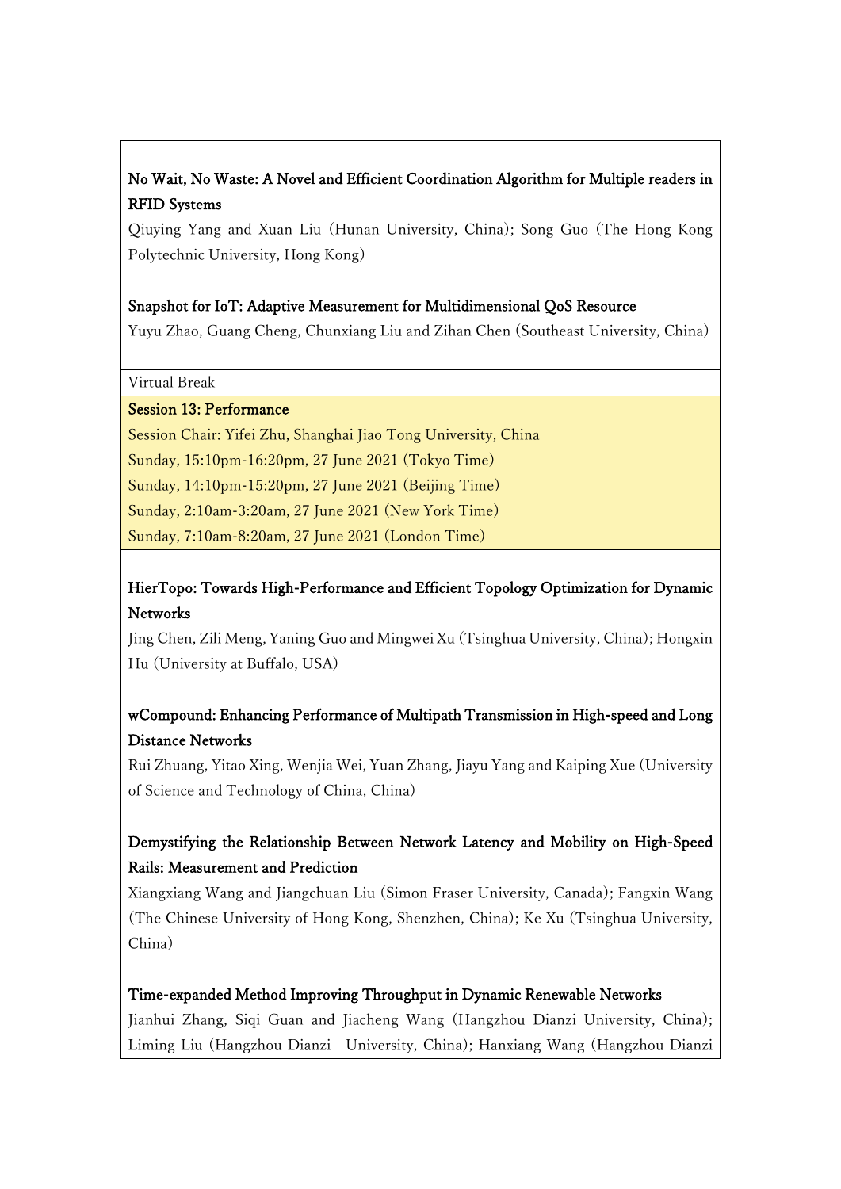**No Wait, No Waste: A Novel and Efficient Coordination Algorithm for Multiple readers in RFID Systems**
Qiuying Yang and Xuan Liu (Hunan University, China); Song Guo (The Hong Kong Polytechnic University, Hong Kong)

**Snapshot for IoT: Adaptive Measurement for Multidimensional QoS Resource**
Yuyu Zhao, Guang Cheng, Chunxiang Liu and Zihan Chen (Southeast University, China)

Virtual Break

**Session 13: Performance**
Session Chair: Yifei Zhu, Shanghai Jiao Tong University, China
Sunday, 15:10pm-16:20pm, 27 June 2021 (Tokyo Time)
Sunday, 14:10pm-15:20pm, 27 June 2021 (Beijing Time)
Sunday, 2:10am-3:20am, 27 June 2021 (New York Time)
Sunday, 7:10am-8:20am, 27 June 2021 (London Time)

**HierTopo: Towards High-Performance and Efficient Topology Optimization for Dynamic Networks**
Jing Chen, Zili Meng, Yaning Guo and Mingwei Xu (Tsinghua University, China); Hongxin Hu (University at Buffalo, USA)

**wCompound: Enhancing Performance of Multipath Transmission in High-speed and Long Distance Networks**
Rui Zhuang, Yitao Xing, Wenjia Wei, Yuan Zhang, Jiayu Yang and Kaiping Xue (University of Science and Technology of China, China)

**Demystifying the Relationship Between Network Latency and Mobility on High-Speed Rails: Measurement and Prediction**
Xiangxiang Wang and Jiangchuan Liu (Simon Fraser University, Canada); Fangxin Wang (The Chinese University of Hong Kong, Shenzhen, China); Ke Xu (Tsinghua University, China)

**Time-expanded Method Improving Throughput in Dynamic Renewable Networks**
Jianhui Zhang, Siqi Guan and Jiacheng Wang (Hangzhou Dianzi University, China); Liming Liu (Hangzhou Dianzi University, China); Hanxiang Wang (Hangzhou Dianzi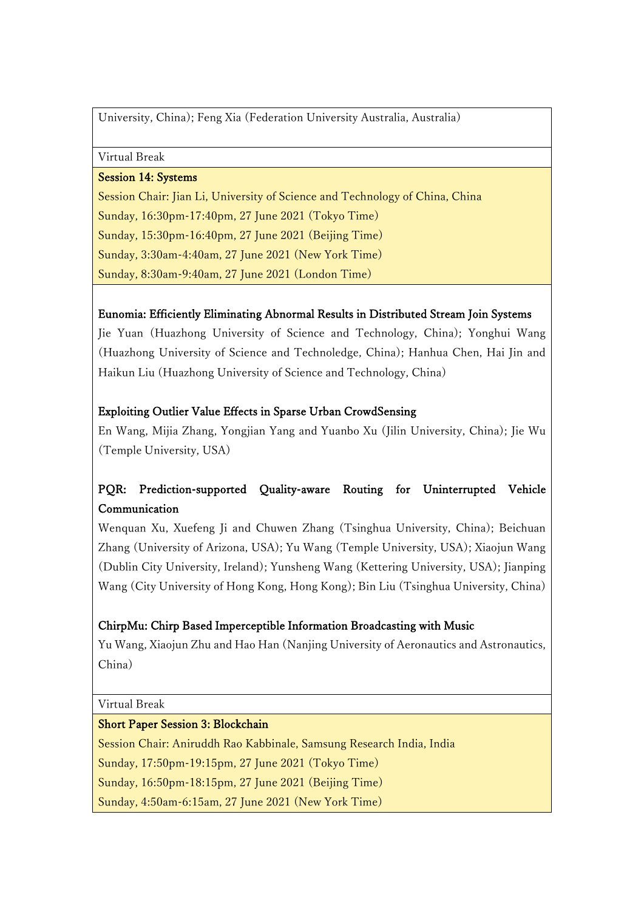University, China); Feng Xia (Federation University Australia, Australia)

Virtual Break

**Session 14: Systems**

Session Chair: Jian Li, University of Science and Technology of China, China

Sunday, 16:30pm-17:40pm, 27 June 2021 (Tokyo Time)

Sunday, 15:30pm-16:40pm, 27 June 2021 (Beijing Time)

Sunday, 3:30am-4:40am, 27 June 2021 (New York Time)

Sunday, 8:30am-9:40am, 27 June 2021 (London Time)

**Eunomia: Efficiently Eliminating Abnormal Results in Distributed Stream Join Systems**

Jie Yuan (Huazhong University of Science and Technology, China); Yonghui Wang (Huazhong University of Science and Technoledge, China); Hanhua Chen, Hai Jin and Haikun Liu (Huazhong University of Science and Technology, China)

**Exploiting Outlier Value Effects in Sparse Urban CrowdSensing**

En Wang, Mijia Zhang, Yongjian Yang and Yuanbo Xu (Jilin University, China); Jie Wu (Temple University, USA)

**PQR: Prediction-supported Quality-aware Routing for Uninterrupted Vehicle Communication**

Wenquan Xu, Xuefeng Ji and Chuwen Zhang (Tsinghua University, China); Beichuan Zhang (University of Arizona, USA); Yu Wang (Temple University, USA); Xiaojun Wang (Dublin City University, Ireland); Yunsheng Wang (Kettering University, USA); Jianping Wang (City University of Hong Kong, Hong Kong); Bin Liu (Tsinghua University, China)

**ChirpMu: Chirp Based Imperceptible Information Broadcasting with Music**

Yu Wang, Xiaojun Zhu and Hao Han (Nanjing University of Aeronautics and Astronautics, China)

Virtual Break

**Short Paper Session 3: Blockchain**

Session Chair: Aniruddh Rao Kabbinale, Samsung Research India, India

Sunday, 17:50pm-19:15pm, 27 June 2021 (Tokyo Time)

Sunday, 16:50pm-18:15pm, 27 June 2021 (Beijing Time)

Sunday, 4:50am-6:15am, 27 June 2021 (New York Time)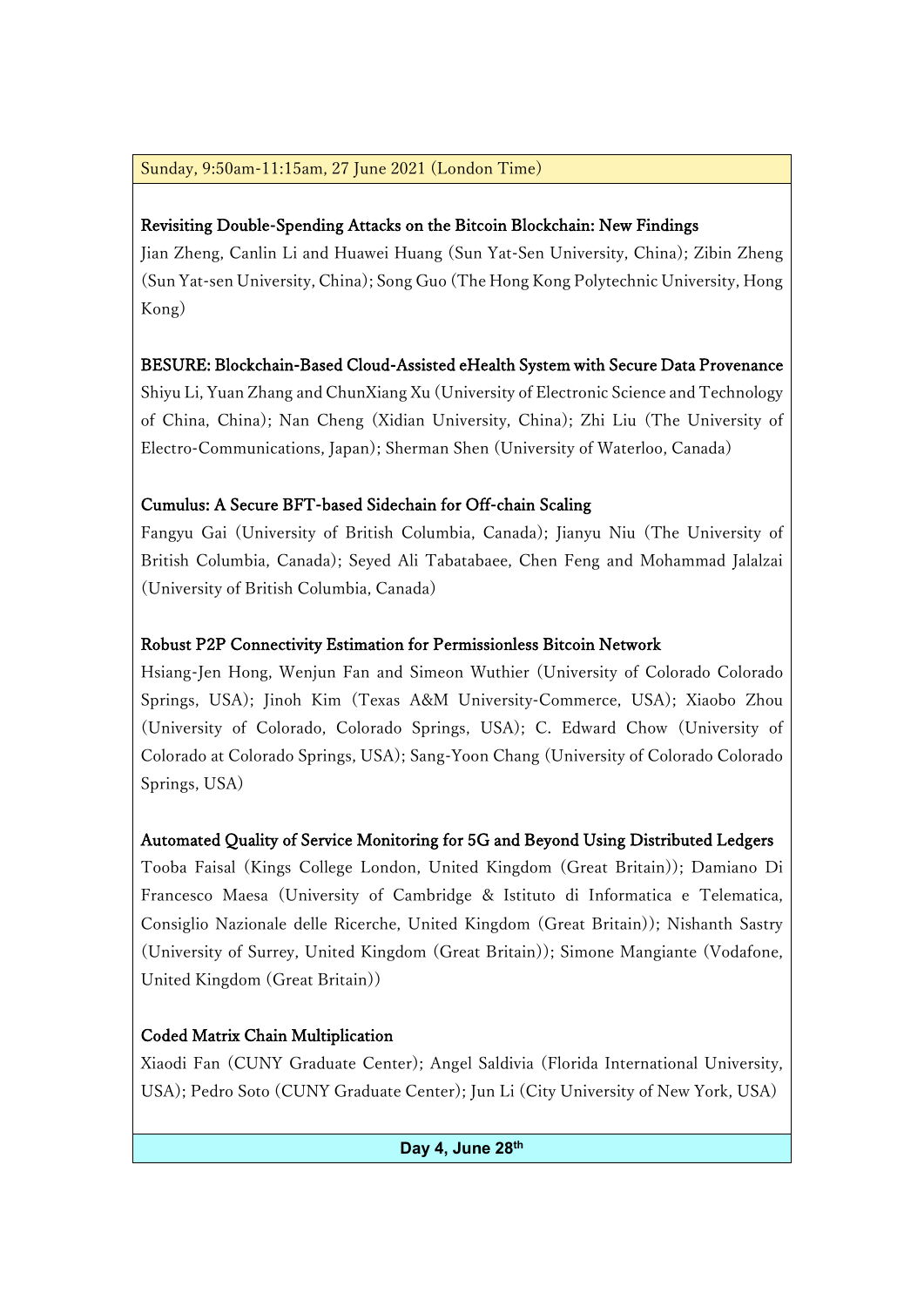Sunday, 9:50am-11:15am, 27 June 2021 (London Time)

**Revisiting Double-Spending Attacks on the Bitcoin Blockchain: New Findings**
Jian Zheng, Canlin Li and Huawei Huang (Sun Yat-Sen University, China); Zibin Zheng (Sun Yat-sen University, China); Song Guo (The Hong Kong Polytechnic University, Hong Kong)

**BESURE: Blockchain-Based Cloud-Assisted eHealth System with Secure Data Provenance**
Shiyu Li, Yuan Zhang and ChunXiang Xu (University of Electronic Science and Technology of China, China); Nan Cheng (Xidian University, China); Zhi Liu (The University of Electro-Communications, Japan); Sherman Shen (University of Waterloo, Canada)

**Cumulus: A Secure BFT-based Sidechain for Off-chain Scaling**
Fangyu Gai (University of British Columbia, Canada); Jianyu Niu (The University of British Columbia, Canada); Seyed Ali Tabatabaee, Chen Feng and Mohammad Jalalzai (University of British Columbia, Canada)

**Robust P2P Connectivity Estimation for Permissionless Bitcoin Network**
Hsiang-Jen Hong, Wenjun Fan and Simeon Wuthier (University of Colorado Colorado Springs, USA); Jinoh Kim (Texas A&M University-Commerce, USA); Xiaobo Zhou (University of Colorado, Colorado Springs, USA); C. Edward Chow (University of Colorado at Colorado Springs, USA); Sang-Yoon Chang (University of Colorado Colorado Springs, USA)

**Automated Quality of Service Monitoring for 5G and Beyond Using Distributed Ledgers**
Tooba Faisal (Kings College London, United Kingdom (Great Britain)); Damiano Di Francesco Maesa (University of Cambridge & Istituto di Informatica e Telematica, Consiglio Nazionale delle Ricerche, United Kingdom (Great Britain)); Nishanth Sastry (University of Surrey, United Kingdom (Great Britain)); Simone Mangiante (Vodafone, United Kingdom (Great Britain))

**Coded Matrix Chain Multiplication**
Xiaodi Fan (CUNY Graduate Center); Angel Saldivia (Florida International University, USA); Pedro Soto (CUNY Graduate Center); Jun Li (City University of New York, USA)

**Day 4, June 28th**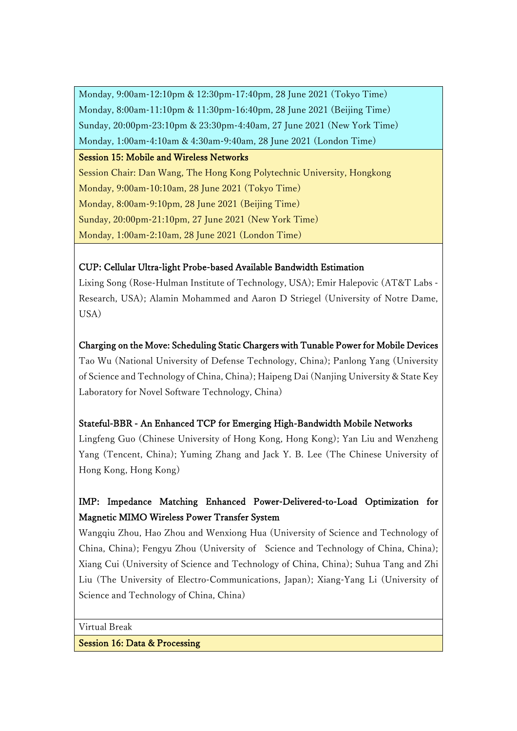Monday, 9:00am-12:10pm & 12:30pm-17:40pm, 28 June 2021 (Tokyo Time)
Monday, 8:00am-11:10pm & 11:30pm-16:40pm, 28 June 2021 (Beijing Time)
Sunday, 20:00pm-23:10pm & 23:30pm-4:40am, 27 June 2021 (New York Time)
Monday, 1:00am-4:10am & 4:30am-9:40am, 28 June 2021 (London Time)

**Session 15: Mobile and Wireless Networks**

Session Chair: Dan Wang, The Hong Kong Polytechnic University, Hongkong
Monday, 9:00am-10:10am, 28 June 2021 (Tokyo Time)
Monday, 8:00am-9:10pm, 28 June 2021 (Beijing Time)
Sunday, 20:00pm-21:10pm, 27 June 2021 (New York Time)
Monday, 1:00am-2:10am, 28 June 2021 (London Time)

**CUP: Cellular Ultra-light Probe-based Available Bandwidth Estimation**
Lixing Song (Rose-Hulman Institute of Technology, USA); Emir Halepovic (AT&T Labs - Research, USA); Alamin Mohammed and Aaron D Striegel (University of Notre Dame, USA)

**Charging on the Move: Scheduling Static Chargers with Tunable Power for Mobile Devices**
Tao Wu (National University of Defense Technology, China); Panlong Yang (University of Science and Technology of China, China); Haipeng Dai (Nanjing University & State Key Laboratory for Novel Software Technology, China)

**Stateful-BBR - An Enhanced TCP for Emerging High-Bandwidth Mobile Networks**
Lingfeng Guo (Chinese University of Hong Kong, Hong Kong); Yan Liu and Wenzheng Yang (Tencent, China); Yuming Zhang and Jack Y. B. Lee (The Chinese University of Hong Kong, Hong Kong)

**IMP: Impedance Matching Enhanced Power-Delivered-to-Load Optimization for Magnetic MIMO Wireless Power Transfer System**
Wangqiu Zhou, Hao Zhou and Wenxiong Hua (University of Science and Technology of China, China); Fengyu Zhou (University of Science and Technology of China, China); Xiang Cui (University of Science and Technology of China, China); Suhua Tang and Zhi Liu (The University of Electro-Communications, Japan); Xiang-Yang Li (University of Science and Technology of China, China)

Virtual Break

**Session 16: Data & Processing**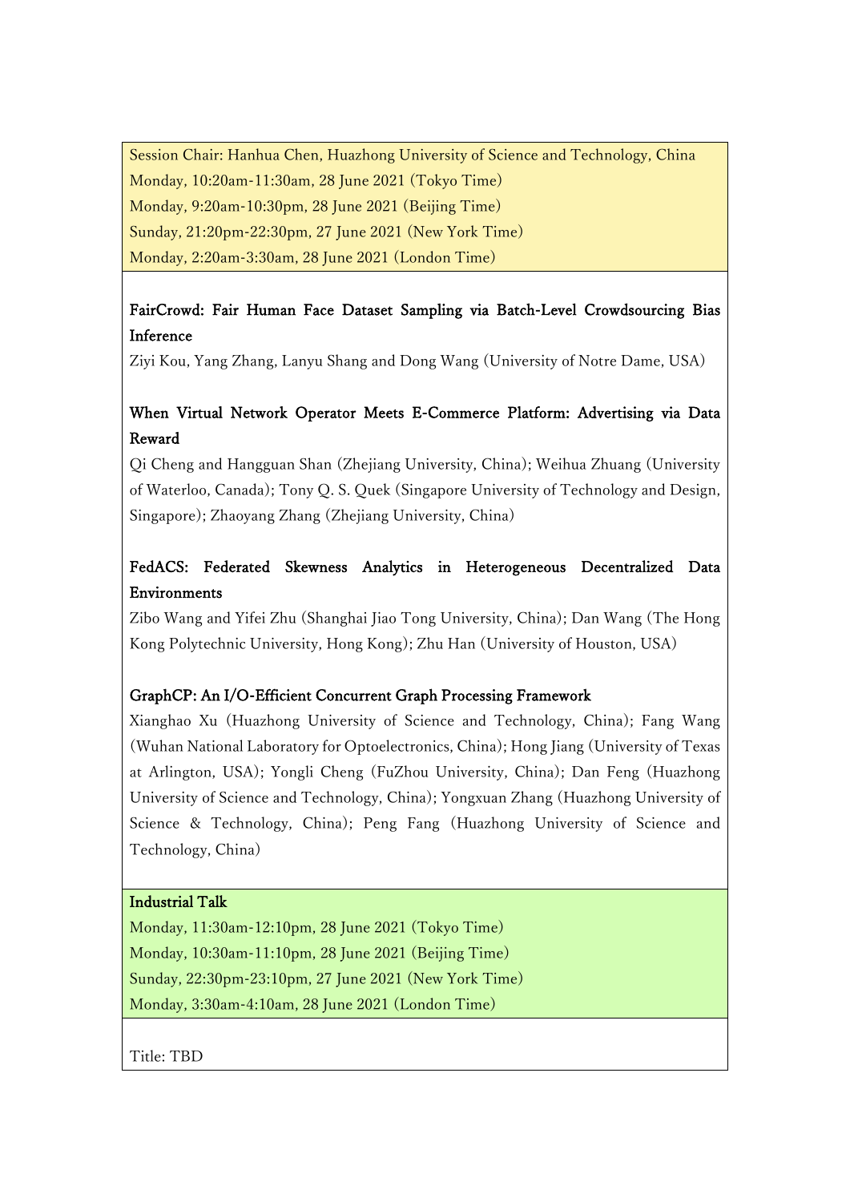Session Chair: Hanhua Chen, Huazhong University of Science and Technology, China

Monday, 10:20am-11:30am, 28 June 2021 (Tokyo Time)

Monday, 9:20am-10:30pm, 28 June 2021 (Beijing Time)

Sunday, 21:20pm-22:30pm, 27 June 2021 (New York Time)

Monday, 2:20am-3:30am, 28 June 2021 (London Time)

**FairCrowd: Fair Human Face Dataset Sampling via Batch-Level Crowdsourcing Bias Inference**

Ziyi Kou, Yang Zhang, Lanyu Shang and Dong Wang (University of Notre Dame, USA)

**When Virtual Network Operator Meets E-Commerce Platform: Advertising via Data Reward**

Qi Cheng and Hangguan Shan (Zhejiang University, China); Weihua Zhuang (University of Waterloo, Canada); Tony Q. S. Quek (Singapore University of Technology and Design, Singapore); Zhaoyang Zhang (Zhejiang University, China)

**FedACS: Federated Skewness Analytics in Heterogeneous Decentralized Data Environments**

Zibo Wang and Yifei Zhu (Shanghai Jiao Tong University, China); Dan Wang (The Hong Kong Polytechnic University, Hong Kong); Zhu Han (University of Houston, USA)

**GraphCP: An I/O-Efficient Concurrent Graph Processing Framework**

Xianghao Xu (Huazhong University of Science and Technology, China); Fang Wang (Wuhan National Laboratory for Optoelectronics, China); Hong Jiang (University of Texas at Arlington, USA); Yongli Cheng (FuZhou University, China); Dan Feng (Huazhong University of Science and Technology, China); Yongxuan Zhang (Huazhong University of Science & Technology, China); Peng Fang (Huazhong University of Science and Technology, China)

**Industrial Talk**

Monday, 11:30am-12:10pm, 28 June 2021 (Tokyo Time)

Monday, 10:30am-11:10pm, 28 June 2021 (Beijing Time)

Sunday, 22:30pm-23:10pm, 27 June 2021 (New York Time)

Monday, 3:30am-4:10am, 28 June 2021 (London Time)

Title: TBD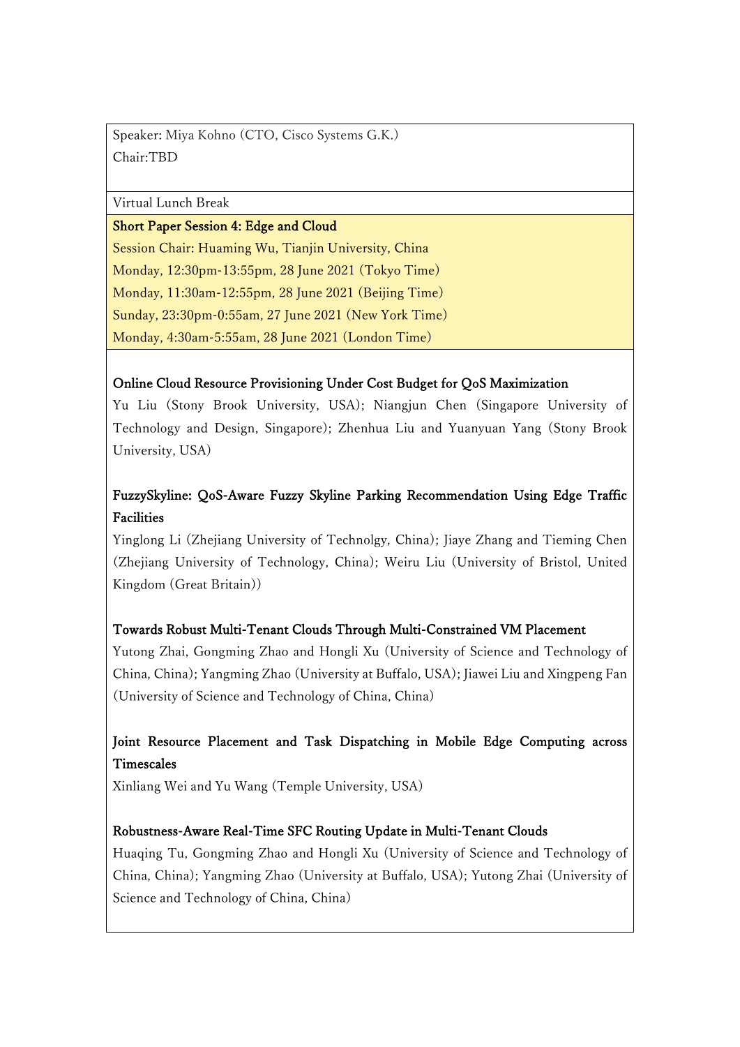Speaker: Miya Kohno (CTO, Cisco Systems G.K.)
Chair:TBD

Virtual Lunch Break

**Short Paper Session 4: Edge and Cloud**

Session Chair: Huaming Wu, Tianjin University, China

Monday, 12:30pm-13:55pm, 28 June 2021 (Tokyo Time)

Monday, 11:30am-12:55pm, 28 June 2021 (Beijing Time)

Sunday, 23:30pm-0:55am, 27 June 2021 (New York Time)

Monday, 4:30am-5:55am, 28 June 2021 (London Time)

**Online Cloud Resource Provisioning Under Cost Budget for QoS Maximization**

Yu Liu (Stony Brook University, USA); Niangjun Chen (Singapore University of Technology and Design, Singapore); Zhenhua Liu and Yuanyuan Yang (Stony Brook University, USA)

**FuzzySkyline: QoS-Aware Fuzzy Skyline Parking Recommendation Using Edge Traffic Facilities**

Yinglong Li (Zhejiang University of Technolgy, China); Jiaye Zhang and Tieming Chen (Zhejiang University of Technology, China); Weiru Liu (University of Bristol, United Kingdom (Great Britain))

**Towards Robust Multi-Tenant Clouds Through Multi-Constrained VM Placement**

Yutong Zhai, Gongming Zhao and Hongli Xu (University of Science and Technology of China, China); Yangming Zhao (University at Buffalo, USA); Jiawei Liu and Xingpeng Fan (University of Science and Technology of China, China)

**Joint Resource Placement and Task Dispatching in Mobile Edge Computing across Timescales**

Xinliang Wei and Yu Wang (Temple University, USA)

**Robustness-Aware Real-Time SFC Routing Update in Multi-Tenant Clouds**

Huaqing Tu, Gongming Zhao and Hongli Xu (University of Science and Technology of China, China); Yangming Zhao (University at Buffalo, USA); Yutong Zhai (University of Science and Technology of China, China)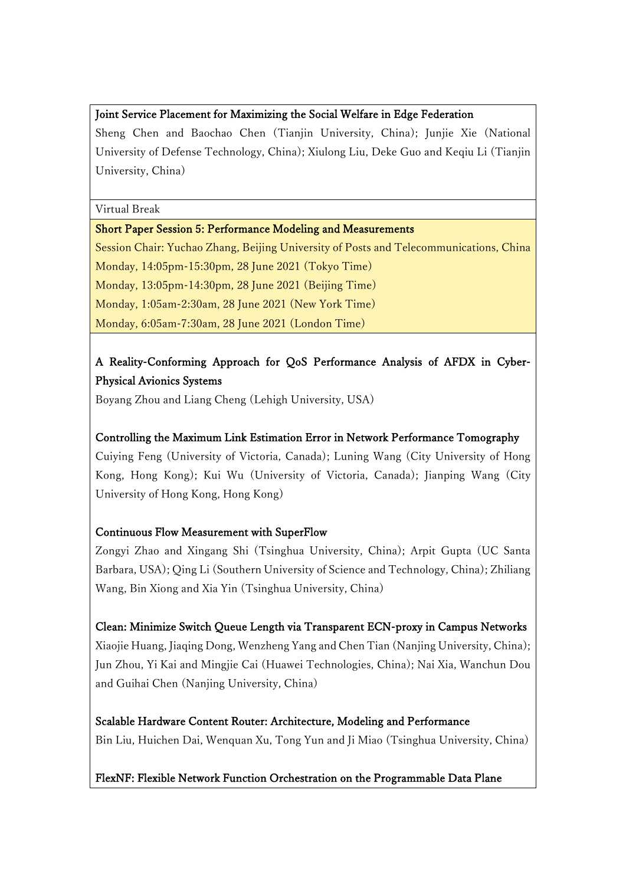**Joint Service Placement for Maximizing the Social Welfare in Edge Federation**

Sheng Chen and Baochao Chen (Tianjin University, China); Junjie Xie (National University of Defense Technology, China); Xiulong Liu, Deke Guo and Keqiu Li (Tianjin University, China)

Virtual Break

**Short Paper Session 5: Performance Modeling and Measurements**

Session Chair: Yuchao Zhang, Beijing University of Posts and Telecommunications, China

Monday, 14:05pm-15:30pm, 28 June 2021 (Tokyo Time)

Monday, 13:05pm-14:30pm, 28 June 2021 (Beijing Time)

Monday, 1:05am-2:30am, 28 June 2021 (New York Time)

Monday, 6:05am-7:30am, 28 June 2021 (London Time)

**A Reality-Conforming Approach for QoS Performance Analysis of AFDX in Cyber-Physical Avionics Systems**

Boyang Zhou and Liang Cheng (Lehigh University, USA)

**Controlling the Maximum Link Estimation Error in Network Performance Tomography**

Cuiying Feng (University of Victoria, Canada); Luning Wang (City University of Hong Kong, Hong Kong); Kui Wu (University of Victoria, Canada); Jianping Wang (City University of Hong Kong, Hong Kong)

**Continuous Flow Measurement with SuperFlow**

Zongyi Zhao and Xingang Shi (Tsinghua University, China); Arpit Gupta (UC Santa Barbara, USA); Qing Li (Southern University of Science and Technology, China); Zhiliang Wang, Bin Xiong and Xia Yin (Tsinghua University, China)

**Clean: Minimize Switch Queue Length via Transparent ECN-proxy in Campus Networks**

Xiaojie Huang, Jiaqing Dong, Wenzheng Yang and Chen Tian (Nanjing University, China); Jun Zhou, Yi Kai and Mingjie Cai (Huawei Technologies, China); Nai Xia, Wanchun Dou and Guihai Chen (Nanjing University, China)

**Scalable Hardware Content Router: Architecture, Modeling and Performance**

Bin Liu, Huichen Dai, Wenquan Xu, Tong Yun and Ji Miao (Tsinghua University, China)

**FlexNF: Flexible Network Function Orchestration on the Programmable Data Plane**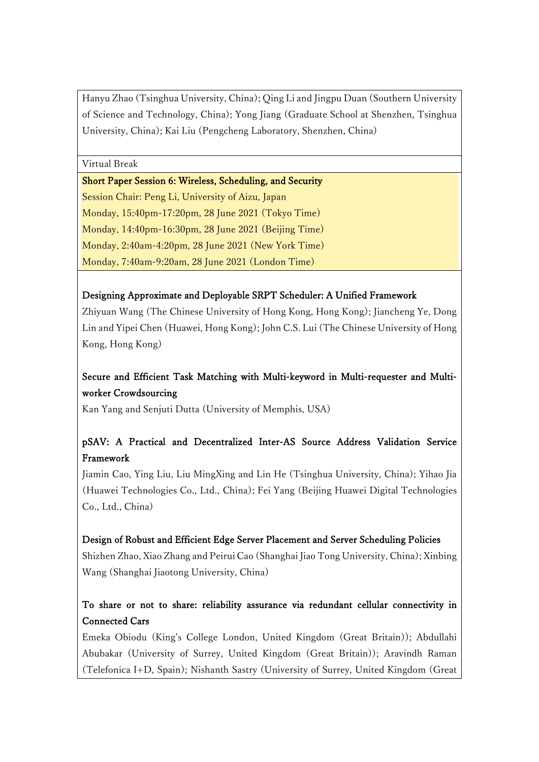Hanyu Zhao (Tsinghua University, China); Qing Li and Jingpu Duan (Southern University of Science and Technology, China); Yong Jiang (Graduate School at Shenzhen, Tsinghua University, China); Kai Liu (Pengcheng Laboratory, Shenzhen, China)

Virtual Break

**Short Paper Session 6: Wireless, Scheduling, and Security**

Session Chair: Peng Li, University of Aizu, Japan

Monday, 15:40pm-17:20pm, 28 June 2021 (Tokyo Time)

Monday, 14:40pm-16:30pm, 28 June 2021 (Beijing Time)

Monday, 2:40am-4:20pm, 28 June 2021 (New York Time)

Monday, 7:40am-9:20am, 28 June 2021 (London Time)

**Designing Approximate and Deployable SRPT Scheduler: A Unified Framework**

Zhiyuan Wang (The Chinese University of Hong Kong, Hong Kong); Jiancheng Ye, Dong Lin and Yipei Chen (Huawei, Hong Kong); John C.S. Lui (The Chinese University of Hong Kong, Hong Kong)

**Secure and Efficient Task Matching with Multi-keyword in Multi-requester and Multi-worker Crowdsourcing**

Kan Yang and Senjuti Dutta (University of Memphis, USA)

**pSAV: A Practical and Decentralized Inter-AS Source Address Validation Service Framework**

Jiamin Cao, Ying Liu, Liu MingXing and Lin He (Tsinghua University, China); Yihao Jia (Huawei Technologies Co., Ltd., China); Fei Yang (Beijing Huawei Digital Technologies Co., Ltd., China)

**Design of Robust and Efficient Edge Server Placement and Server Scheduling Policies**

Shizhen Zhao, Xiao Zhang and Peirui Cao (Shanghai Jiao Tong University, China); Xinbing Wang (Shanghai Jiaotong University, China)

**To share or not to share: reliability assurance via redundant cellular connectivity in Connected Cars**

Emeka Obiodu (King's College London, United Kingdom (Great Britain)); Abdullahi Abubakar (University of Surrey, United Kingdom (Great Britain)); Aravindh Raman (Telefonica I+D, Spain); Nishanth Sastry (University of Surrey, United Kingdom (Great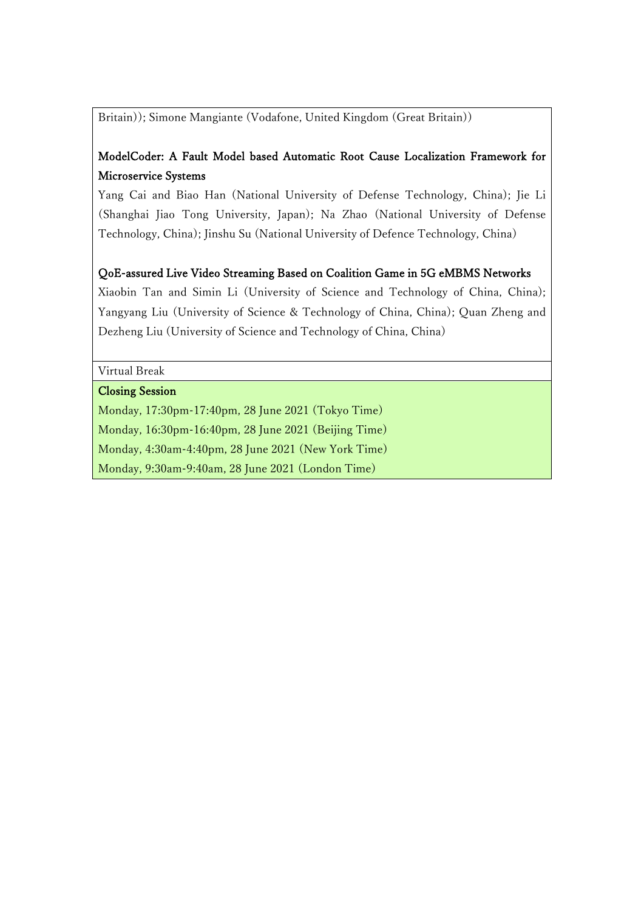Britain)); Simone Mangiante (Vodafone, United Kingdom (Great Britain))

**ModelCoder: A Fault Model based Automatic Root Cause Localization Framework for Microservice Systems**
Yang Cai and Biao Han (National University of Defense Technology, China); Jie Li (Shanghai Jiao Tong University, Japan); Na Zhao (National University of Defense Technology, China); Jinshu Su (National University of Defence Technology, China)

**QoE-assured Live Video Streaming Based on Coalition Game in 5G eMBMS Networks**
Xiaobin Tan and Simin Li (University of Science and Technology of China, China); Yangyang Liu (University of Science & Technology of China, China); Quan Zheng and Dezheng Liu (University of Science and Technology of China, China)

Virtual Break

**Closing Session**
Monday, 17:30pm-17:40pm, 28 June 2021 (Tokyo Time)
Monday, 16:30pm-16:40pm, 28 June 2021 (Beijing Time)
Monday, 4:30am-4:40pm, 28 June 2021 (New York Time)
Monday, 9:30am-9:40am, 28 June 2021 (London Time)